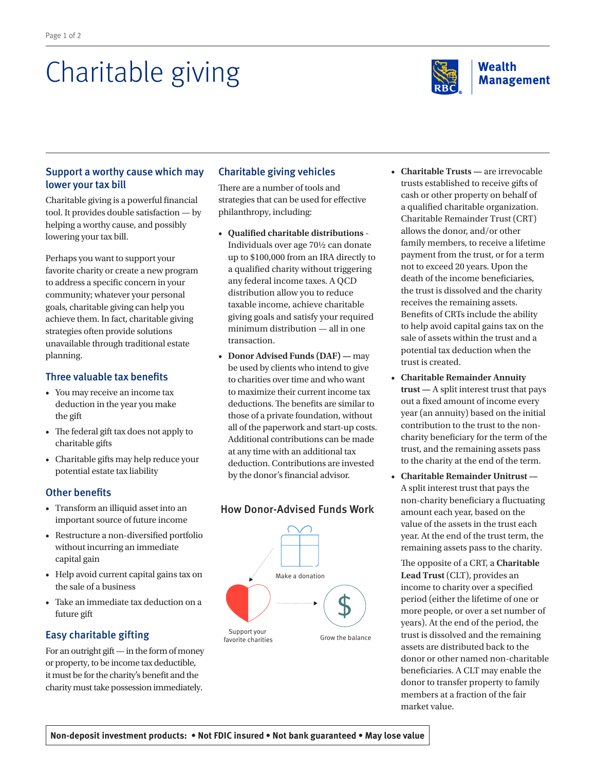# Charitable giving

## Support a worthy cause which may lower your tax bill

Charitable giving is a powerful financial tool. It provides double satisfaction — by helping a worthy cause, and possibly lowering your tax bill.

Perhaps you want to support your favorite charity or create a new program to address a specific concern in your community; whatever your personal goals, charitable giving can help you achieve them. In fact, charitable giving strategies often provide solutions unavailable through traditional estate planning.

## Three valuable tax benefits

- You may receive an income tax deduction in the year you make the gift
- The federal gift tax does not apply to charitable gifts
- Charitable gifts may help reduce your potential estate tax liability

## Other benefits

- Transform an illiquid asset into an important source of future income
- Restructure a non-diversified portfolio without incurring an immediate capital gain
- Help avoid current capital gains tax on the sale of a business
- Take an immediate tax deduction on a future gift

## Easy charitable gifting

For an outright gift — in the form of money or property, to be income tax deductible, it must be for the charity's benefit and the charity must take possession immediately.

## Charitable giving vehicles

There are a number of tools and strategies that can be used for effective philanthropy, including:

- **Qualified charitable distributions** - Individuals over age 70½ can donate up to $100,000 from an IRA directly to a qualified charity without triggering any federal income taxes. A QCD distribution allow you to reduce taxable income, achieve charitable giving goals and satisfy your required minimum distribution — all in one transaction.
- **Donor Advised Funds (DAF) —** may be used by clients who intend to give to charities over time and who want to maximize their current income tax deductions. The benefits are similar to those of a private foundation, without all of the paperwork and start-up costs. Additional contributions can be made at any time with an additional tax deduction. Contributions are invested by the donor's financial advisor.

### How Donor-Advised Funds Work

Make a donation

Support your favorite charities

Grow the balance

- **Charitable Trusts —** are irrevocable trusts established to receive gifts of cash or other property on behalf of a qualified charitable organization. Charitable Remainder Trust (CRT) allows the donor, and/or other family members, to receive a lifetime payment from the trust, or for a term not to exceed 20 years. Upon the death of the income beneficiaries, the trust is dissolved and the charity receives the remaining assets. Benefits of CRTs include the ability to help avoid capital gains tax on the sale of assets within the trust and a potential tax deduction when the trust is created.
- **Charitable Remainder Annuity trust —** A split interest trust that pays out a fixed amount of income every year (an annuity) based on the initial contribution to the trust to the non-charity beneficiary for the term of the trust, and the remaining assets pass to the charity at the end of the term.
- **Charitable Remainder Unitrust —** A split interest trust that pays the non-charity beneficiary a fluctuating amount each year, based on the value of the assets in the trust each year. At the end of the trust term, the remaining assets pass to the charity.

  The opposite of a CRT, a **Charitable Lead Trust** (CLT), provides an income to charity over a specified period (either the lifetime of one or more people, or over a set number of years). At the end of the period, the trust is dissolved and the remaining assets are distributed back to the donor or other named non-charitable beneficiaries. A CLT may enable the donor to transfer property to family members at a fraction of the fair market value.

**Non-deposit investment products: • Not FDIC insured • Not bank guaranteed • May lose value**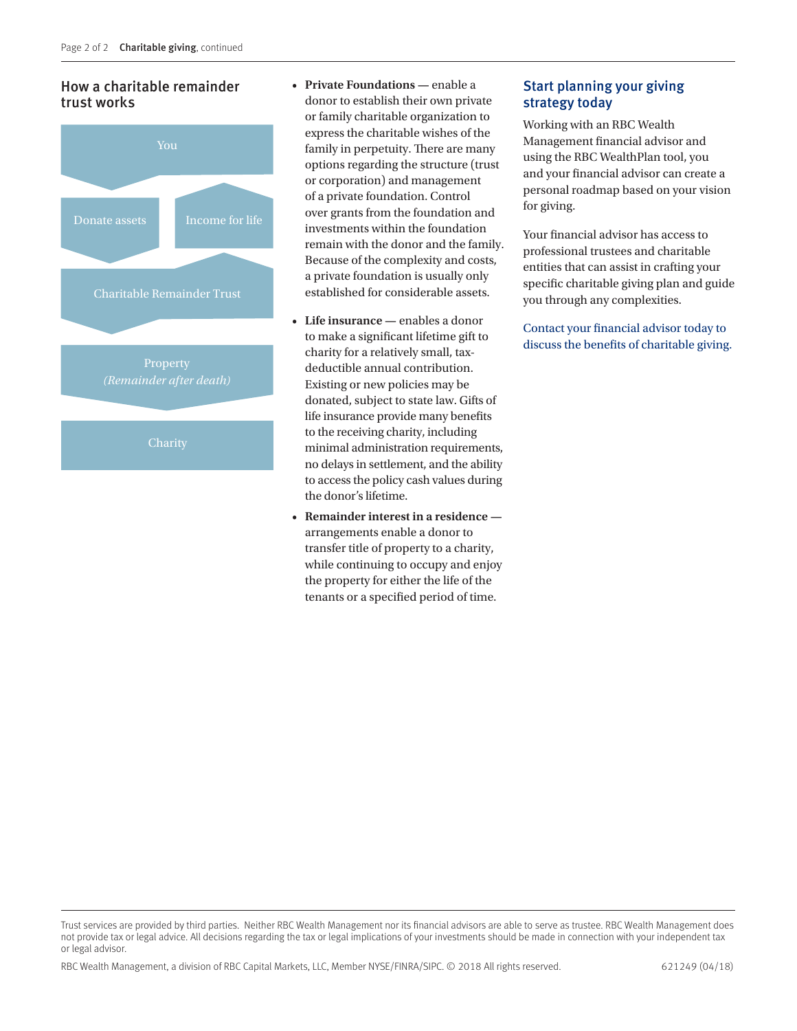## How a charitable remainder trust works

You

Donate assets

Income for life

Charitable Remainder Trust

Property
*(Remainder after death)*

Charity

- **Private Foundations —** enable a donor to establish their own private or family charitable organization to express the charitable wishes of the family in perpetuity. There are many options regarding the structure (trust or corporation) and management of a private foundation. Control over grants from the foundation and investments within the foundation remain with the donor and the family. Because of the complexity and costs, a private foundation is usually only established for considerable assets.
- **Life insurance —** enables a donor to make a significant lifetime gift to charity for a relatively small, tax-deductible annual contribution. Existing or new policies may be donated, subject to state law. Gifts of life insurance provide many benefits to the receiving charity, including minimal administration requirements, no delays in settlement, and the ability to access the policy cash values during the donor's lifetime.
- **Remainder interest in a residence —** arrangements enable a donor to transfer title of property to a charity, while continuing to occupy and enjoy the property for either the life of the tenants or a specified period of time.

## Start planning your giving strategy today

Working with an RBC Wealth Management financial advisor and using the RBC WealthPlan tool, you and your financial advisor can create a personal roadmap based on your vision for giving.

Your financial advisor has access to professional trustees and charitable entities that can assist in crafting your specific charitable giving plan and guide you through any complexities.

Contact your financial advisor today to discuss the benefits of charitable giving.

Trust services are provided by third parties. Neither RBC Wealth Management nor its financial advisors are able to serve as trustee. RBC Wealth Management does not provide tax or legal advice. All decisions regarding the tax or legal implications of your investments should be made in connection with your independent tax or legal advisor.

RBC Wealth Management, a division of RBC Capital Markets, LLC, Member NYSE/FINRA/SIPC. © 2018 All rights reserved. 621249 (04/18)